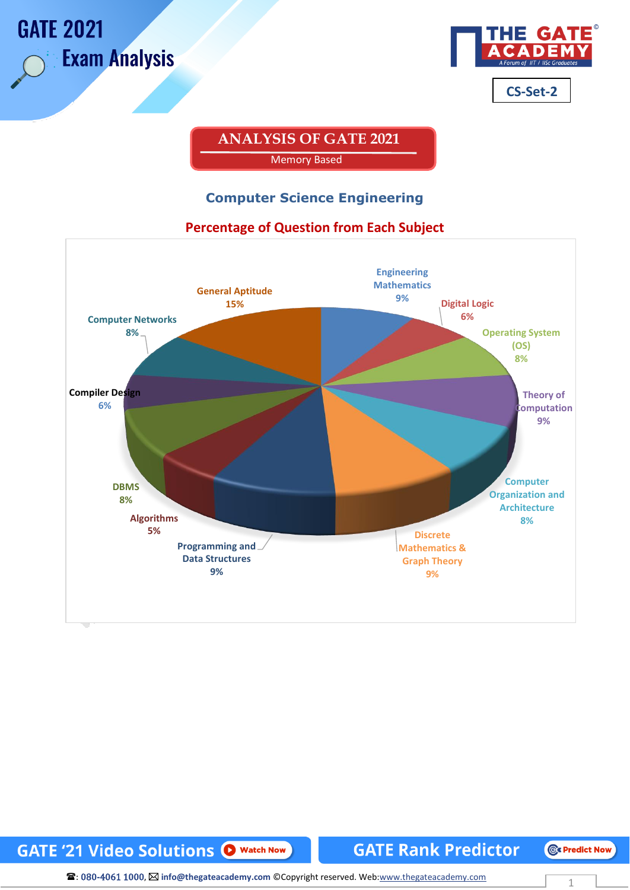# GATE 2021 Exam Analysis

CS-Set-2

## ANALYSIS OF GATE 2021

Memory Based

### Computer Science Engineering

### Percentage of Question from Each Subject

| Subject | Percentage |
|---|---|
| Engineering Mathematics | 9% |
| Digital Logic | 6% |
| Operating System (OS) | 8% |
| Theory of Computation | 9% |
| Computer Organization and Architecture | 8% |
| Discrete Mathematics & Graph Theory | 9% |
| Programming and Data Structures | 9% |
| Algorithms | 5% |
| DBMS | 8% |
| Compiler Design | 6% |
| Computer Networks | 8% |
| General Aptitude | 15% |

GATE '21 Video Solutions Watch Now

GATE Rank Predictor Predict Now

☎: 080-4061 1000, ✉ info@thegateacademy.com ©Copyright reserved. Web:www.thegateacademy.com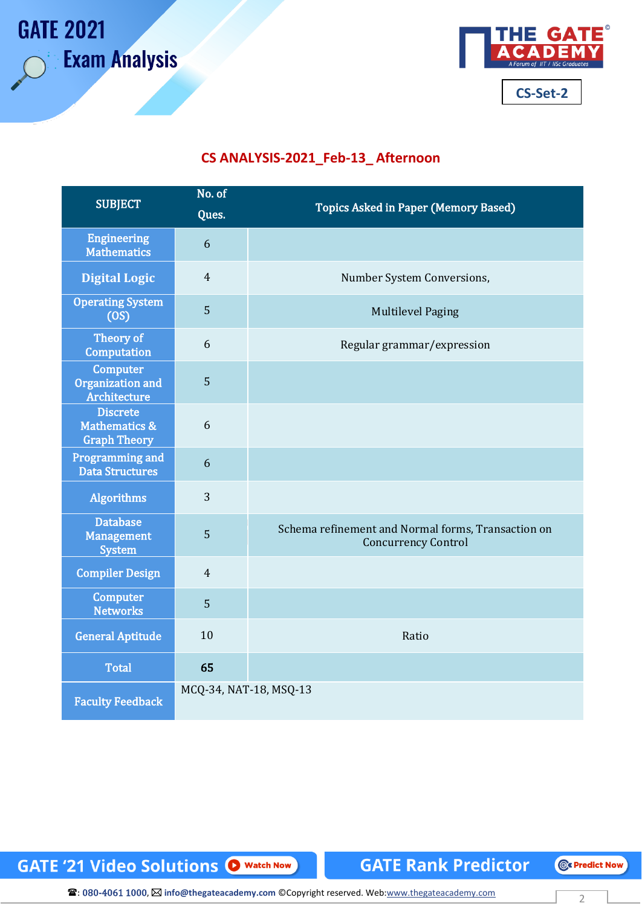# GATE 2021 Exam Analysis

CS-Set-2

## CS ANALYSIS-2021_Feb-13_ Afternoon

| SUBJECT | No. of Ques. | Topics Asked in Paper (Memory Based) |
|---|---|---|
| Engineering Mathematics | 6 | |
| Digital Logic | 4 | Number System Conversions, |
| Operating System (OS) | 5 | Multilevel Paging |
| Theory of Computation | 6 | Regular grammar/expression |
| Computer Organization and Architecture | 5 | |
| Discrete Mathematics & Graph Theory | 6 | |
| Programming and Data Structures | 6 | |
| Algorithms | 3 | |
| Database Management System | 5 | Schema refinement and Normal forms, Transaction on Concurrency Control |
| Compiler Design | 4 | |
| Computer Networks | 5 | |
| General Aptitude | 10 | Ratio |
| Total | **65** | |
| Faculty Feedback | MCQ-34, NAT-18, MSQ-13 | |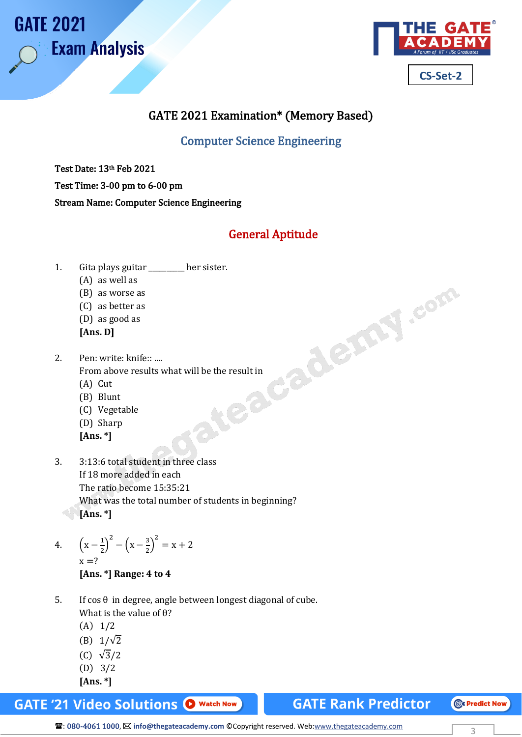# GATE 2021 Exam Analysis

CS-Set-2

## GATE 2021 Examination* (Memory Based)

### Computer Science Engineering

**Test Date: 13th Feb 2021**

**Test Time: 3-00 pm to 6-00 pm**

**Stream Name: Computer Science Engineering**

## General Aptitude

1. Gita plays guitar ________ her sister.
   (A) as well as
   (B) as worse as
   (C) as better as
   (D) as good as
   **[Ans. D]**

2. Pen: write: knife:: ....
   From above results what will be the result in
   (A) Cut
   (B) Blunt
   (C) Vegetable
   (D) Sharp
   **[Ans. *]**

3. 3:13:6 total student in three class
   If 18 more added in each
   The ratio become 15:35:21
   What was the total number of students in beginning?
   **[Ans. *]**

4. $\left(x-\frac{1}{2}\right)^2-\left(x-\frac{3}{2}\right)^2=x+2$
   $x=?$
   **[Ans. *] Range: 4 to 4**

5. If $\cos\theta$ in degree, angle between longest diagonal of cube.
   What is the value of $\theta$?
   (A) $1/2$
   (B) $1/\sqrt{2}$
   (C) $\sqrt{3}/2$
   (D) $3/2$
   **[Ans. *]**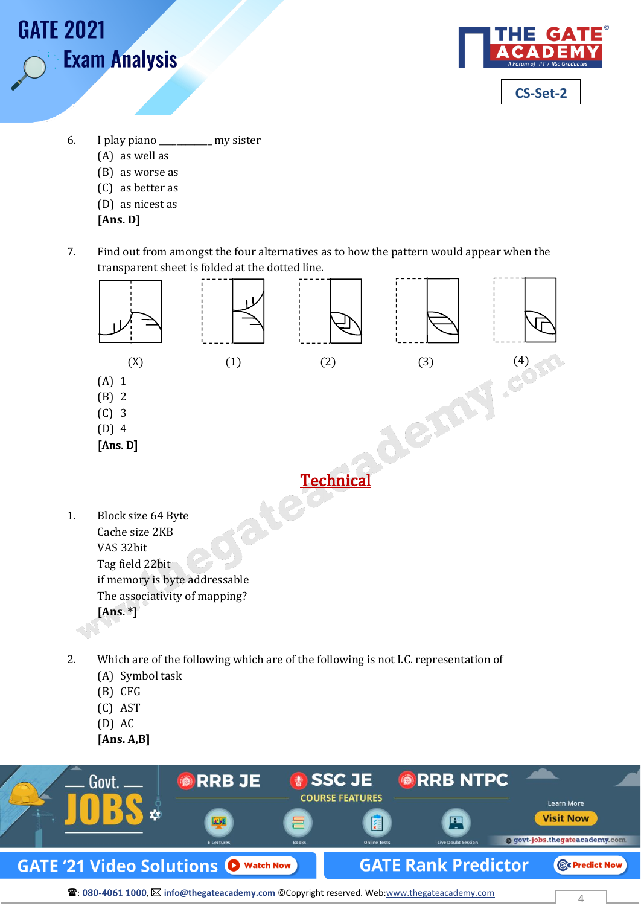6. I play piano __________ my sister
   (A) as well as
   (B) as worse as
   (C) as better as
   (D) as nicest as
   **[Ans. D]**

7. Find out from amongst the four alternatives as to how the pattern would appear when the transparent sheet is folded at the dotted line.

   (X) (1) (2) (3) (4)

   (A) 1
   (B) 2
   (C) 3
   (D) 4
   **[Ans. D]**

## Technical

1. Block size 64 Byte
   Cache size 2KB
   VAS 32bit
   Tag field 22bit
   if memory is byte addressable
   The associativity of mapping?
   **[Ans. *]**

2. Which are of the following which are of the following is not I.C. representation of
   (A) Symbol task
   (B) CFG
   (C) AST
   (D) AC
   **[Ans. A,B]**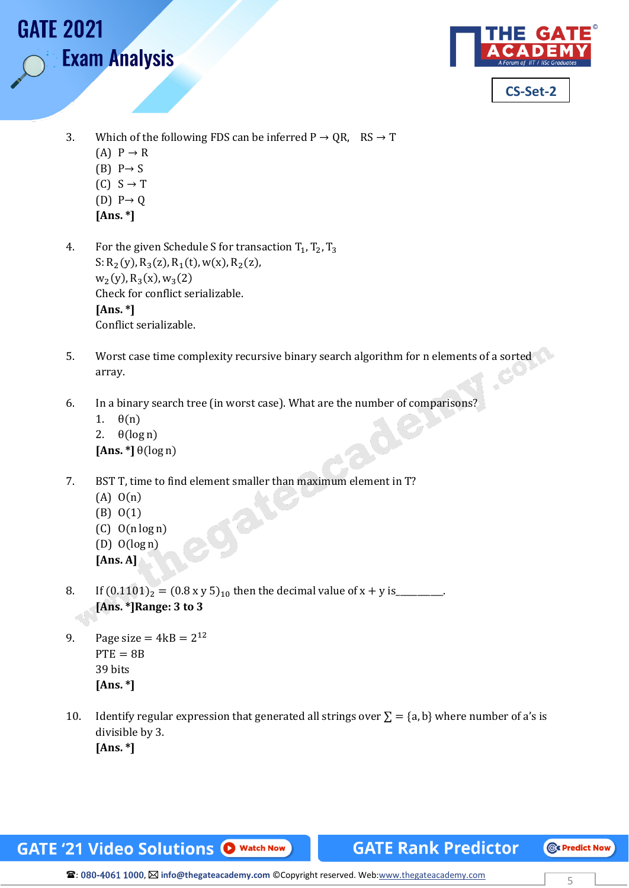3. Which of the following FDS can be inferred $P \rightarrow QR$, $RS \rightarrow T$

   (A) $P \rightarrow R$

   (B) $P \rightarrow S$

   (C) $S \rightarrow T$

   (D) $P \rightarrow Q$

   **[Ans. *]**

4. For the given Schedule S for transaction $T_1, T_2, T_3$

   S: $R_2(y), R_3(z), R_1(t), w(x), R_2(z),$

   $w_2(y), R_3(x), w_3(2)$

   Check for conflict serializable.

   **[Ans. *]**

   Conflict serializable.

5. Worst case time complexity recursive binary search algorithm for n elements of a sorted array.

6. In a binary search tree (in worst case). What are the number of comparisons?

   1. $\theta(n)$
   2. $\theta(\log n)$

   **[Ans. *]** $\theta(\log n)$

7. BST T, time to find element smaller than maximum element in T?

   (A) $O(n)$

   (B) $O(1)$

   (C) $O(n \log n)$

   (D) $O(\log n)$

   **[Ans. A]**

8. If $(0.1101)_2 = (0.8\,x\,y\,5)_{10}$ then the decimal value of $x + y$ is________.

   **[Ans. *]Range: 3 to 3**

9. Page size = 4kB = $2^{12}$

   PTE = 8B

   39 bits

   **[Ans. *]**

10. Identify regular expression that generated all strings over $\sum = \{a, b\}$ where number of a's is divisible by 3.

    **[Ans. *]**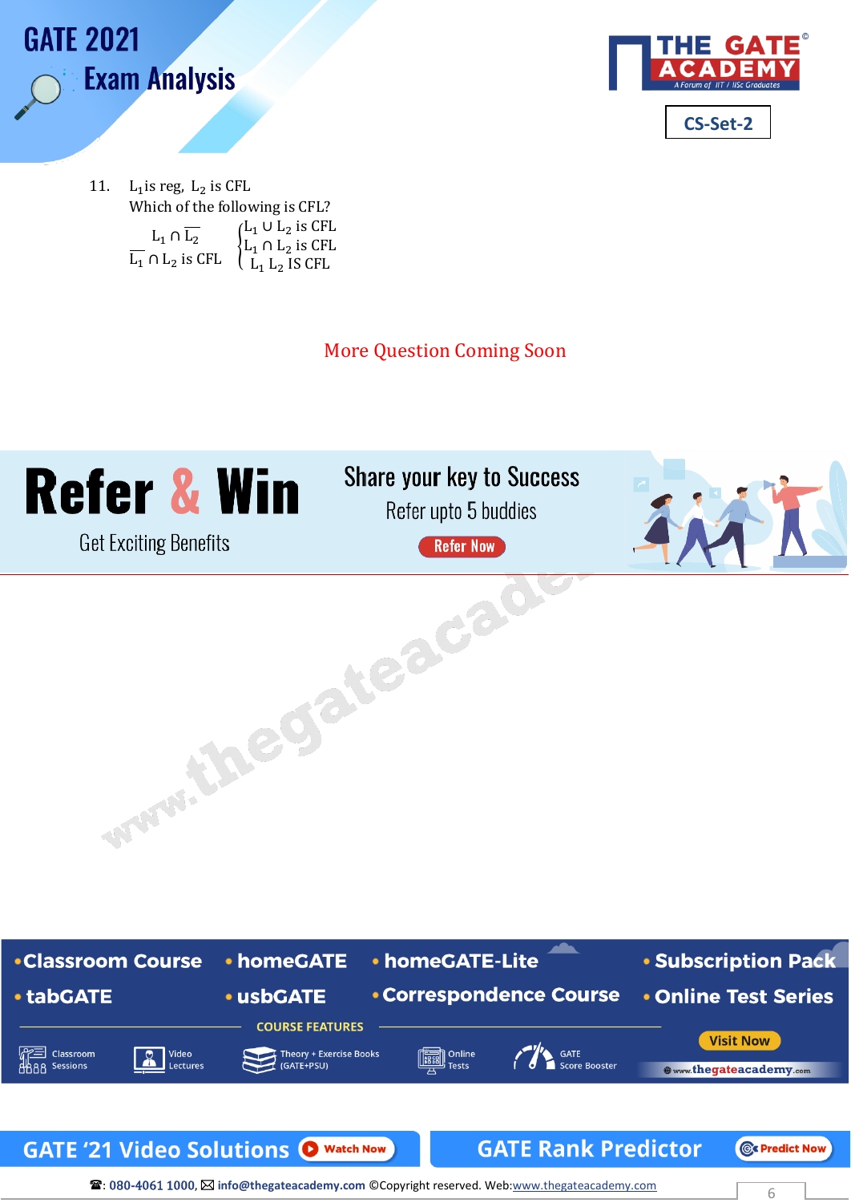11. $L_1$ is reg, $L_2$ is CFL

Which of the following is CFL?

$L_1 \cap \overline{L_2}$

$\overline{L_1} \cap L_2$ is CFL

$\begin{cases} L_1 \cup L_2 \text{ is CFL} \\ L_1 \cap L_2 \text{ is CFL} \\ L_1 L_2 \text{ IS CFL} \end{cases}$

More Question Coming Soon

# Refer & Win

Get Exciting Benefits

Share your key to Success

Refer upto 5 buddies

Refer Now

- Classroom Course
- homeGATE
- homeGATE-Lite
- Subscription Pack
- tabGATE
- usbGATE
- Correspondence Course
- Online Test Series

COURSE FEATURES

Classroom Sessions | Video Lectures | Theory + Exercise Books (GATE+PSU) | Online Tests | GATE Score Booster

Visit Now

www.thegateacademy.com

GATE '21 Video Solutions — Watch Now

GATE Rank Predictor — Predict Now

☎: 080-4061 1000, ✉ info@thegateacademy.com ©Copyright reserved. Web: www.thegateacademy.com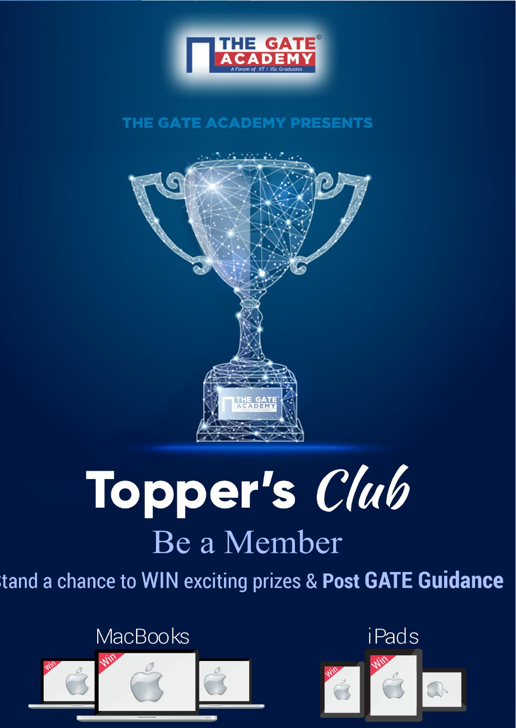THE GATE ACADEMY

A Forum of IIT / IISc Graduates

THE GATE ACADEMY PRESENTS

# Topper's Club

## Be a Member

tand a chance to WIN exciting prizes & **Post GATE Guidance**

MacBooks

iPads